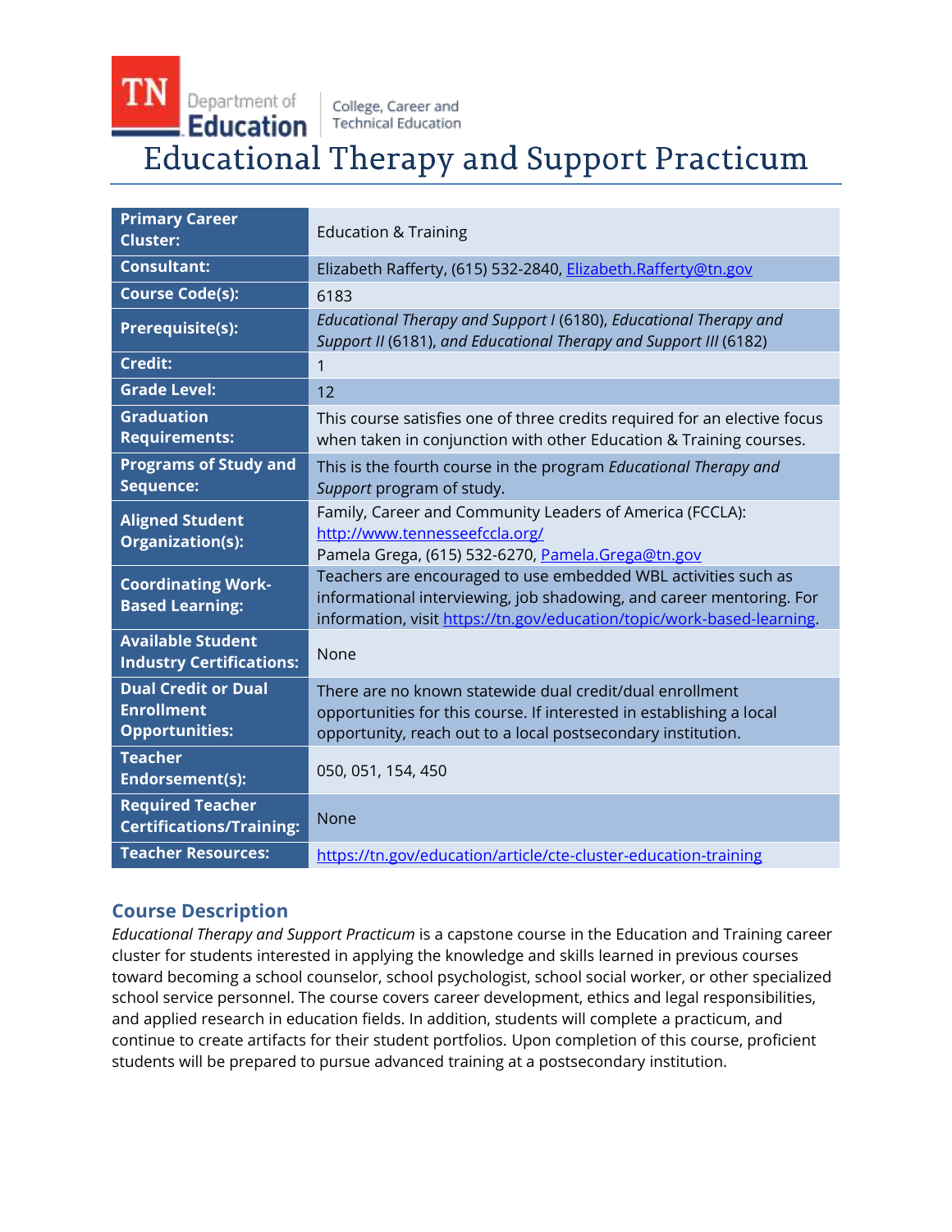College, Career and Technical Education

# Educational Therapy and Support Practicum

| | |
|---|---|
| **Primary Career Cluster:** | Education & Training |
| **Consultant:** | Elizabeth Rafferty, (615) 532-2840, Elizabeth.Rafferty@tn.gov |
| **Course Code(s):** | 6183 |
| **Prerequisite(s):** | *Educational Therapy and Support I* (6180), *Educational Therapy and Support II* (6181), *and Educational Therapy and Support III* (6182) |
| **Credit:** | 1 |
| **Grade Level:** | 12 |
| **Graduation Requirements:** | This course satisfies one of three credits required for an elective focus when taken in conjunction with other Education & Training courses. |
| **Programs of Study and Sequence:** | This is the fourth course in the program *Educational Therapy and Support* program of study. |
| **Aligned Student Organization(s):** | Family, Career and Community Leaders of America (FCCLA): http://www.tennesseefccla.org/ Pamela Grega, (615) 532-6270, Pamela.Grega@tn.gov |
| **Coordinating Work-Based Learning:** | Teachers are encouraged to use embedded WBL activities such as informational interviewing, job shadowing, and career mentoring. For information, visit https://tn.gov/education/topic/work-based-learning. |
| **Available Student Industry Certifications:** | None |
| **Dual Credit or Dual Enrollment Opportunities:** | There are no known statewide dual credit/dual enrollment opportunities for this course. If interested in establishing a local opportunity, reach out to a local postsecondary institution. |
| **Teacher Endorsement(s):** | 050, 051, 154, 450 |
| **Required Teacher Certifications/Training:** | None |
| **Teacher Resources:** | https://tn.gov/education/article/cte-cluster-education-training |

## Course Description

*Educational Therapy and Support Practicum* is a capstone course in the Education and Training career cluster for students interested in applying the knowledge and skills learned in previous courses toward becoming a school counselor, school psychologist, school social worker, or other specialized school service personnel. The course covers career development, ethics and legal responsibilities, and applied research in education fields. In addition, students will complete a practicum, and continue to create artifacts for their student portfolios. Upon completion of this course, proficient students will be prepared to pursue advanced training at a postsecondary institution.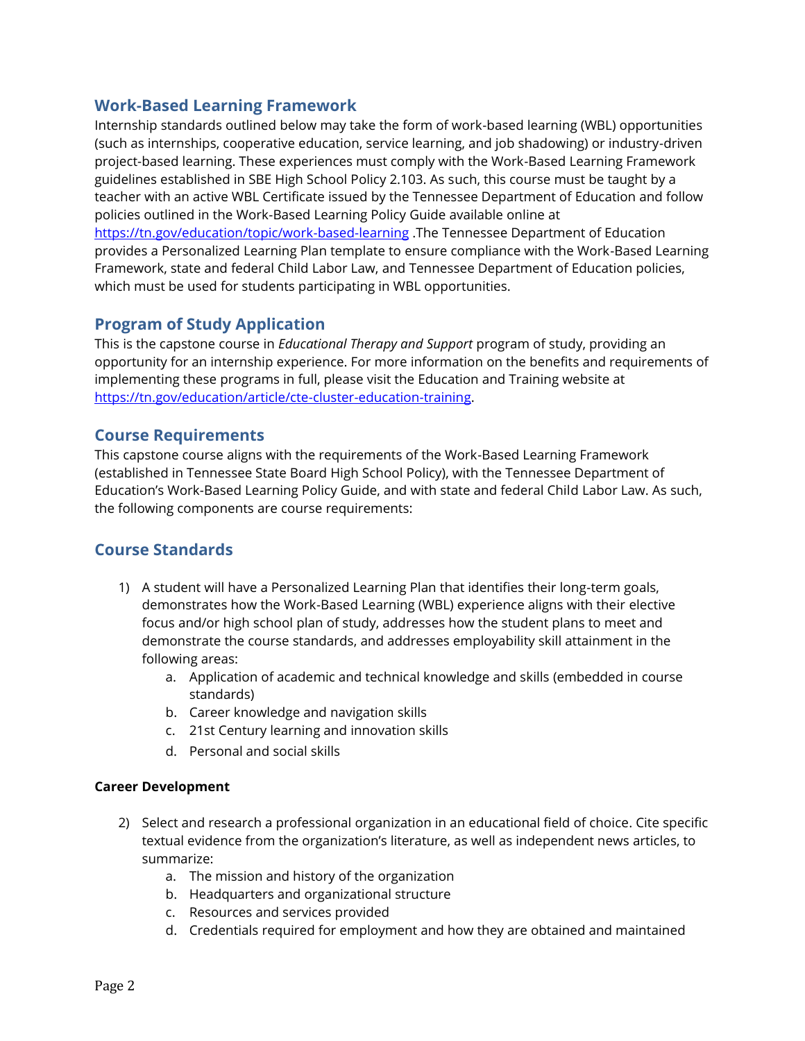## Work-Based Learning Framework

Internship standards outlined below may take the form of work-based learning (WBL) opportunities (such as internships, cooperative education, service learning, and job shadowing) or industry-driven project-based learning. These experiences must comply with the Work-Based Learning Framework guidelines established in SBE High School Policy 2.103. As such, this course must be taught by a teacher with an active WBL Certificate issued by the Tennessee Department of Education and follow policies outlined in the Work-Based Learning Policy Guide available online at [https://tn.gov/education/topic/work-based-learning](https://tn.gov/education/topic/work-based-learning) .The Tennessee Department of Education provides a Personalized Learning Plan template to ensure compliance with the Work-Based Learning Framework, state and federal Child Labor Law, and Tennessee Department of Education policies, which must be used for students participating in WBL opportunities.

## Program of Study Application

This is the capstone course in *Educational Therapy and Support* program of study, providing an opportunity for an internship experience. For more information on the benefits and requirements of implementing these programs in full, please visit the Education and Training website at [https://tn.gov/education/article/cte-cluster-education-training](https://tn.gov/education/article/cte-cluster-education-training).

## Course Requirements

This capstone course aligns with the requirements of the Work-Based Learning Framework (established in Tennessee State Board High School Policy), with the Tennessee Department of Education's Work-Based Learning Policy Guide, and with state and federal Child Labor Law. As such, the following components are course requirements:

## Course Standards

1) A student will have a Personalized Learning Plan that identifies their long-term goals, demonstrates how the Work-Based Learning (WBL) experience aligns with their elective focus and/or high school plan of study, addresses how the student plans to meet and demonstrate the course standards, and addresses employability skill attainment in the following areas:
    a. Application of academic and technical knowledge and skills (embedded in course standards)
    b. Career knowledge and navigation skills
    c. 21st Century learning and innovation skills
    d. Personal and social skills

**Career Development**

2) Select and research a professional organization in an educational field of choice. Cite specific textual evidence from the organization's literature, as well as independent news articles, to summarize:
    a. The mission and history of the organization
    b. Headquarters and organizational structure
    c. Resources and services provided
    d. Credentials required for employment and how they are obtained and maintained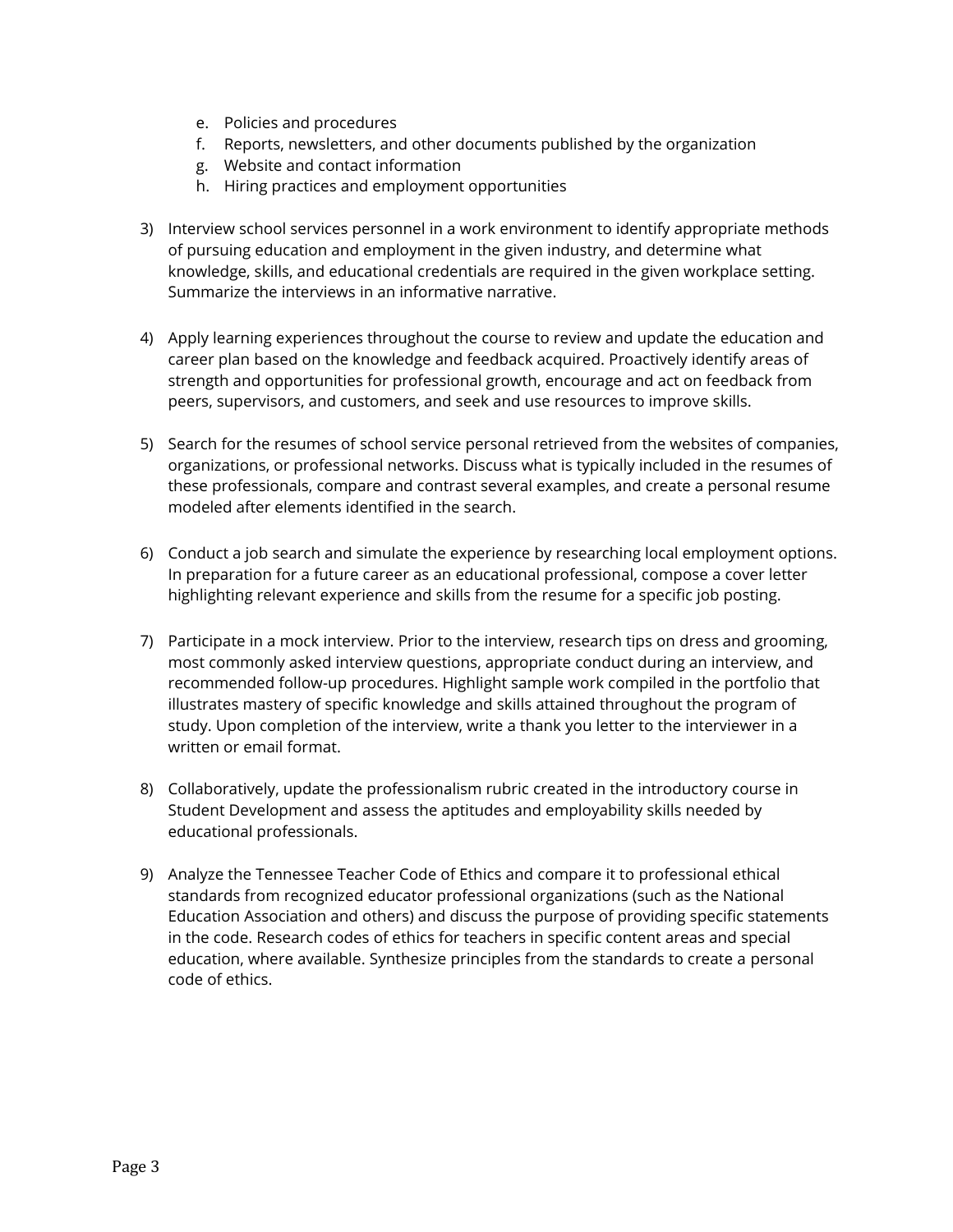e. Policies and procedures
   f. Reports, newsletters, and other documents published by the organization
   g. Website and contact information
   h. Hiring practices and employment opportunities

3) Interview school services personnel in a work environment to identify appropriate methods of pursuing education and employment in the given industry, and determine what knowledge, skills, and educational credentials are required in the given workplace setting. Summarize the interviews in an informative narrative.

4) Apply learning experiences throughout the course to review and update the education and career plan based on the knowledge and feedback acquired. Proactively identify areas of strength and opportunities for professional growth, encourage and act on feedback from peers, supervisors, and customers, and seek and use resources to improve skills.

5) Search for the resumes of school service personal retrieved from the websites of companies, organizations, or professional networks. Discuss what is typically included in the resumes of these professionals, compare and contrast several examples, and create a personal resume modeled after elements identified in the search.

6) Conduct a job search and simulate the experience by researching local employment options. In preparation for a future career as an educational professional, compose a cover letter highlighting relevant experience and skills from the resume for a specific job posting.

7) Participate in a mock interview. Prior to the interview, research tips on dress and grooming, most commonly asked interview questions, appropriate conduct during an interview, and recommended follow-up procedures. Highlight sample work compiled in the portfolio that illustrates mastery of specific knowledge and skills attained throughout the program of study. Upon completion of the interview, write a thank you letter to the interviewer in a written or email format.

8) Collaboratively, update the professionalism rubric created in the introductory course in Student Development and assess the aptitudes and employability skills needed by educational professionals.

9) Analyze the Tennessee Teacher Code of Ethics and compare it to professional ethical standards from recognized educator professional organizations (such as the National Education Association and others) and discuss the purpose of providing specific statements in the code. Research codes of ethics for teachers in specific content areas and special education, where available. Synthesize principles from the standards to create a personal code of ethics.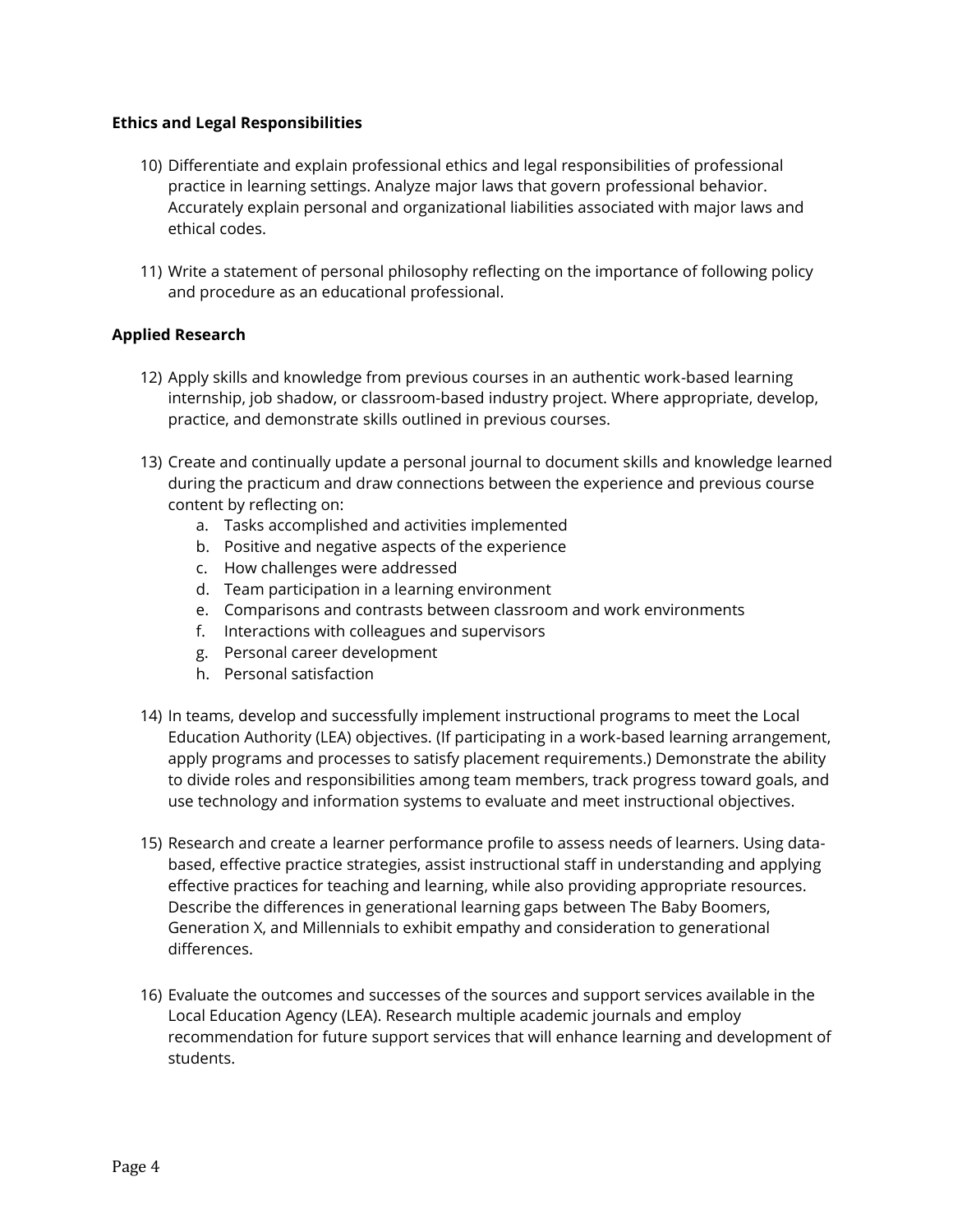**Ethics and Legal Responsibilities**

10) Differentiate and explain professional ethics and legal responsibilities of professional practice in learning settings. Analyze major laws that govern professional behavior. Accurately explain personal and organizational liabilities associated with major laws and ethical codes.

11) Write a statement of personal philosophy reflecting on the importance of following policy and procedure as an educational professional.

**Applied Research**

12) Apply skills and knowledge from previous courses in an authentic work-based learning internship, job shadow, or classroom-based industry project. Where appropriate, develop, practice, and demonstrate skills outlined in previous courses.

13) Create and continually update a personal journal to document skills and knowledge learned during the practicum and draw connections between the experience and previous course content by reflecting on:
    a. Tasks accomplished and activities implemented
    b. Positive and negative aspects of the experience
    c. How challenges were addressed
    d. Team participation in a learning environment
    e. Comparisons and contrasts between classroom and work environments
    f. Interactions with colleagues and supervisors
    g. Personal career development
    h. Personal satisfaction

14) In teams, develop and successfully implement instructional programs to meet the Local Education Authority (LEA) objectives. (If participating in a work-based learning arrangement, apply programs and processes to satisfy placement requirements.) Demonstrate the ability to divide roles and responsibilities among team members, track progress toward goals, and use technology and information systems to evaluate and meet instructional objectives.

15) Research and create a learner performance profile to assess needs of learners. Using data-based, effective practice strategies, assist instructional staff in understanding and applying effective practices for teaching and learning, while also providing appropriate resources. Describe the differences in generational learning gaps between The Baby Boomers, Generation X, and Millennials to exhibit empathy and consideration to generational differences.

16) Evaluate the outcomes and successes of the sources and support services available in the Local Education Agency (LEA). Research multiple academic journals and employ recommendation for future support services that will enhance learning and development of students.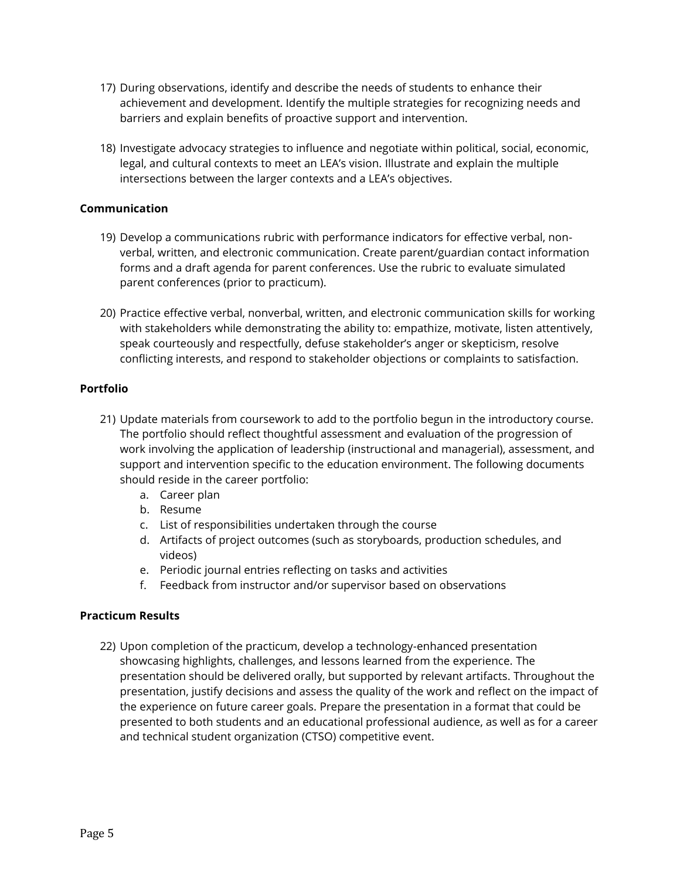17) During observations, identify and describe the needs of students to enhance their achievement and development. Identify the multiple strategies for recognizing needs and barriers and explain benefits of proactive support and intervention.

18) Investigate advocacy strategies to influence and negotiate within political, social, economic, legal, and cultural contexts to meet an LEA's vision. Illustrate and explain the multiple intersections between the larger contexts and a LEA's objectives.

**Communication**

19) Develop a communications rubric with performance indicators for effective verbal, non-verbal, written, and electronic communication. Create parent/guardian contact information forms and a draft agenda for parent conferences. Use the rubric to evaluate simulated parent conferences (prior to practicum).

20) Practice effective verbal, nonverbal, written, and electronic communication skills for working with stakeholders while demonstrating the ability to: empathize, motivate, listen attentively, speak courteously and respectfully, defuse stakeholder's anger or skepticism, resolve conflicting interests, and respond to stakeholder objections or complaints to satisfaction.

**Portfolio**

21) Update materials from coursework to add to the portfolio begun in the introductory course. The portfolio should reflect thoughtful assessment and evaluation of the progression of work involving the application of leadership (instructional and managerial), assessment, and support and intervention specific to the education environment. The following documents should reside in the career portfolio:
    a. Career plan
    b. Resume
    c. List of responsibilities undertaken through the course
    d. Artifacts of project outcomes (such as storyboards, production schedules, and videos)
    e. Periodic journal entries reflecting on tasks and activities
    f. Feedback from instructor and/or supervisor based on observations

**Practicum Results**

22) Upon completion of the practicum, develop a technology-enhanced presentation showcasing highlights, challenges, and lessons learned from the experience. The presentation should be delivered orally, but supported by relevant artifacts. Throughout the presentation, justify decisions and assess the quality of the work and reflect on the impact of the experience on future career goals. Prepare the presentation in a format that could be presented to both students and an educational professional audience, as well as for a career and technical student organization (CTSO) competitive event.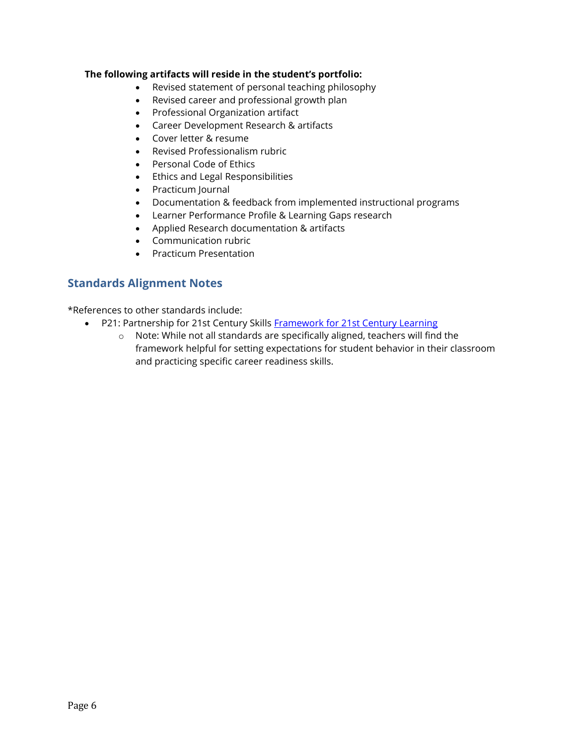**The following artifacts will reside in the student's portfolio:**

- Revised statement of personal teaching philosophy
- Revised career and professional growth plan
- Professional Organization artifact
- Career Development Research & artifacts
- Cover letter & resume
- Revised Professionalism rubric
- Personal Code of Ethics
- Ethics and Legal Responsibilities
- Practicum Journal
- Documentation & feedback from implemented instructional programs
- Learner Performance Profile & Learning Gaps research
- Applied Research documentation & artifacts
- Communication rubric
- Practicum Presentation

## Standards Alignment Notes

*References to other standards include:

- P21: Partnership for 21st Century Skills [Framework for 21st Century Learning]
  - Note: While not all standards are specifically aligned, teachers will find the framework helpful for setting expectations for student behavior in their classroom and practicing specific career readiness skills.